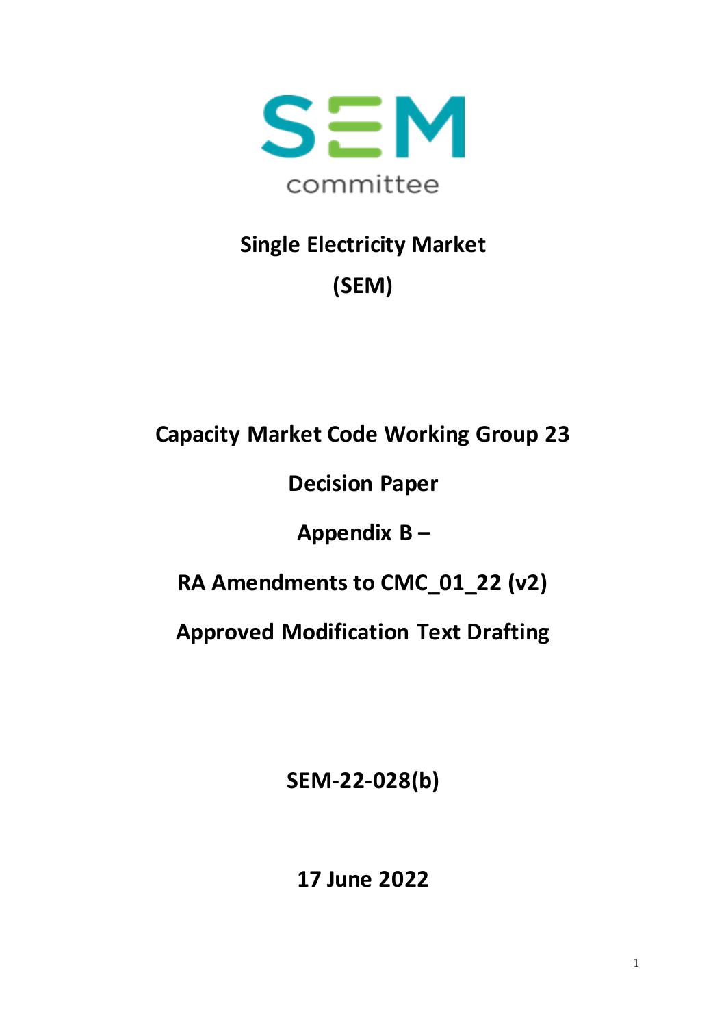SEM committee

# Single Electricity Market
# (SEM)

## Capacity Market Code Working Group 23

## Decision Paper

## Appendix B –

## RA Amendments to CMC_01_22 (v2)

## Approved Modification Text Drafting

**SEM-22-028(b)**

**17 June 2022**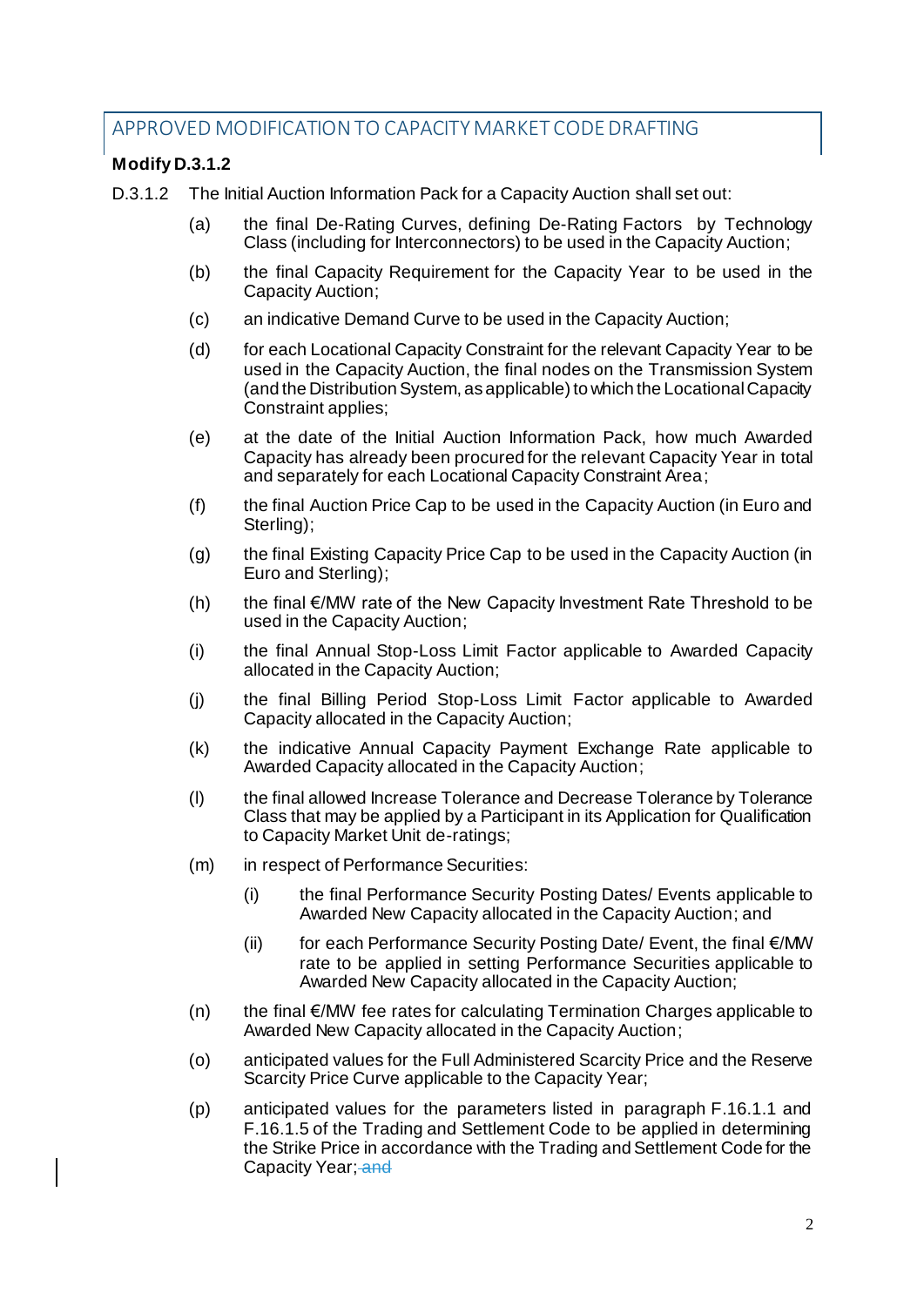## APPROVED MODIFICATION TO CAPACITY MARKET CODE DRAFTING

**Modify D.3.1.2**

D.3.1.2 The Initial Auction Information Pack for a Capacity Auction shall set out:

(a) the final De-Rating Curves, defining De-Rating Factors by Technology Class (including for Interconnectors) to be used in the Capacity Auction;

(b) the final Capacity Requirement for the Capacity Year to be used in the Capacity Auction;

(c) an indicative Demand Curve to be used in the Capacity Auction;

(d) for each Locational Capacity Constraint for the relevant Capacity Year to be used in the Capacity Auction, the final nodes on the Transmission System (and the Distribution System, as applicable) to which the Locational Capacity Constraint applies;

(e) at the date of the Initial Auction Information Pack, how much Awarded Capacity has already been procured for the relevant Capacity Year in total and separately for each Locational Capacity Constraint Area;

(f) the final Auction Price Cap to be used in the Capacity Auction (in Euro and Sterling);

(g) the final Existing Capacity Price Cap to be used in the Capacity Auction (in Euro and Sterling);

(h) the final €/MW rate of the New Capacity Investment Rate Threshold to be used in the Capacity Auction;

(i) the final Annual Stop-Loss Limit Factor applicable to Awarded Capacity allocated in the Capacity Auction;

(j) the final Billing Period Stop-Loss Limit Factor applicable to Awarded Capacity allocated in the Capacity Auction;

(k) the indicative Annual Capacity Payment Exchange Rate applicable to Awarded Capacity allocated in the Capacity Auction;

(l) the final allowed Increase Tolerance and Decrease Tolerance by Tolerance Class that may be applied by a Participant in its Application for Qualification to Capacity Market Unit de-ratings;

(m) in respect of Performance Securities:

  (i) the final Performance Security Posting Dates/ Events applicable to Awarded New Capacity allocated in the Capacity Auction; and

  (ii) for each Performance Security Posting Date/ Event, the final €/MW rate to be applied in setting Performance Securities applicable to Awarded New Capacity allocated in the Capacity Auction;

(n) the final €/MW fee rates for calculating Termination Charges applicable to Awarded New Capacity allocated in the Capacity Auction;

(o) anticipated values for the Full Administered Scarcity Price and the Reserve Scarcity Price Curve applicable to the Capacity Year;

(p) anticipated values for the parameters listed in paragraph F.16.1.1 and F.16.1.5 of the Trading and Settlement Code to be applied in determining the Strike Price in accordance with the Trading and Settlement Code for the Capacity Year; ~~and~~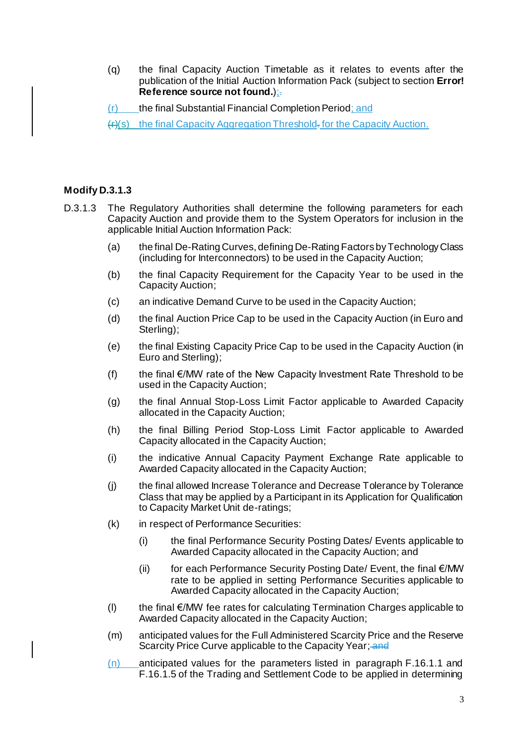(q) the final Capacity Auction Timetable as it relates to events after the publication of the Initial Auction Information Pack (subject to section **Error! Reference source not found.**);.

(r) the final Substantial Financial Completion Period; and

~~(r)~~(s) the final Capacity Aggregation Threshold. for the Capacity Auction.

**Modify D.3.1.3**

D.3.1.3 The Regulatory Authorities shall determine the following parameters for each Capacity Auction and provide them to the System Operators for inclusion in the applicable Initial Auction Information Pack:

(a) the final De-Rating Curves, defining De-Rating Factors by Technology Class (including for Interconnectors) to be used in the Capacity Auction;

(b) the final Capacity Requirement for the Capacity Year to be used in the Capacity Auction;

(c) an indicative Demand Curve to be used in the Capacity Auction;

(d) the final Auction Price Cap to be used in the Capacity Auction (in Euro and Sterling);

(e) the final Existing Capacity Price Cap to be used in the Capacity Auction (in Euro and Sterling);

(f) the final €/MW rate of the New Capacity Investment Rate Threshold to be used in the Capacity Auction;

(g) the final Annual Stop-Loss Limit Factor applicable to Awarded Capacity allocated in the Capacity Auction;

(h) the final Billing Period Stop-Loss Limit Factor applicable to Awarded Capacity allocated in the Capacity Auction;

(i) the indicative Annual Capacity Payment Exchange Rate applicable to Awarded Capacity allocated in the Capacity Auction;

(j) the final allowed Increase Tolerance and Decrease Tolerance by Tolerance Class that may be applied by a Participant in its Application for Qualification to Capacity Market Unit de-ratings;

(k) in respect of Performance Securities:

(i) the final Performance Security Posting Dates/ Events applicable to Awarded Capacity allocated in the Capacity Auction; and

(ii) for each Performance Security Posting Date/ Event, the final €/MW rate to be applied in setting Performance Securities applicable to Awarded Capacity allocated in the Capacity Auction;

(l) the final €/MW fee rates for calculating Termination Charges applicable to Awarded Capacity allocated in the Capacity Auction;

(m) anticipated values for the Full Administered Scarcity Price and the Reserve Scarcity Price Curve applicable to the Capacity Year; ~~and~~

(n) anticipated values for the parameters listed in paragraph F.16.1.1 and F.16.1.5 of the Trading and Settlement Code to be applied in determining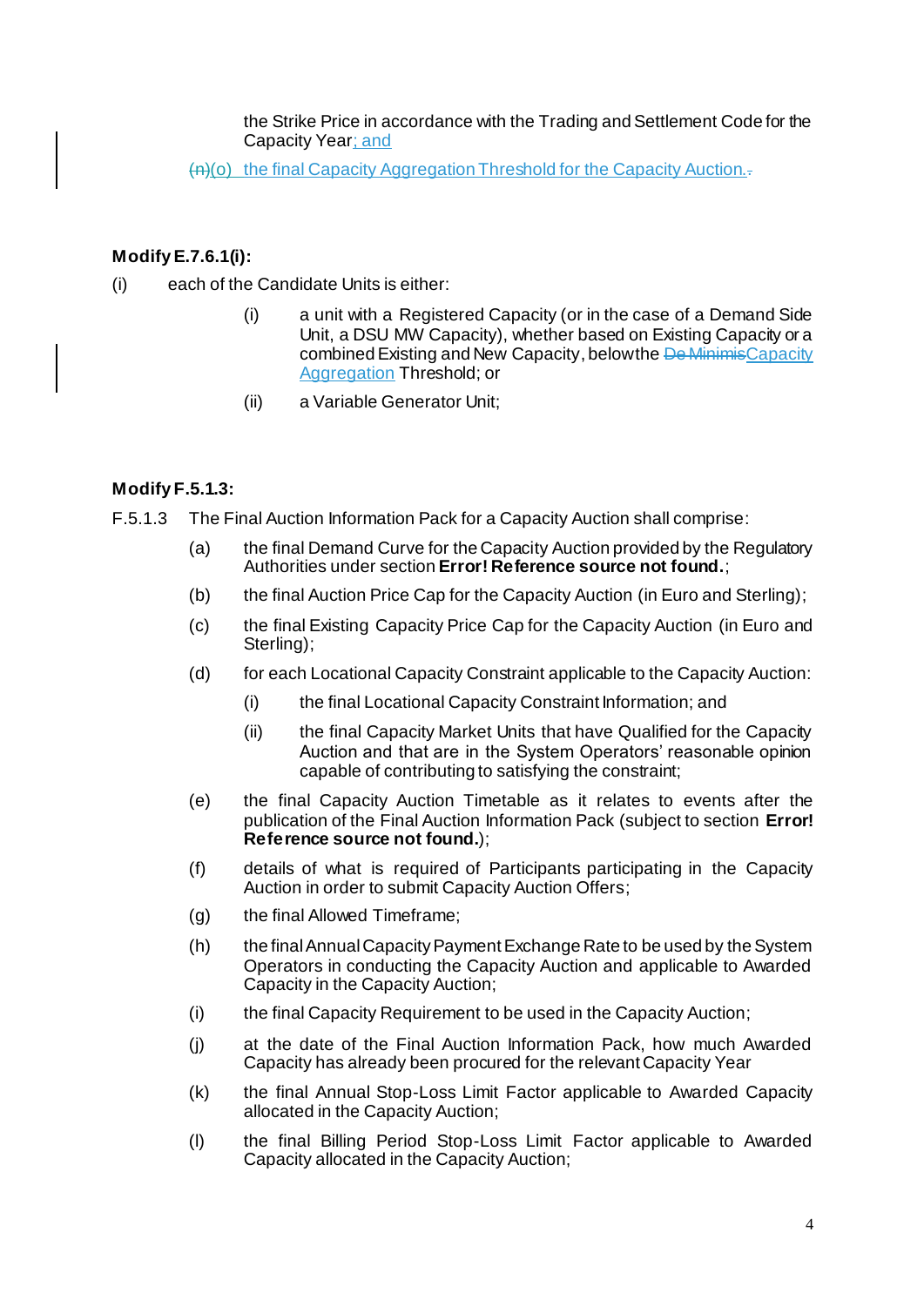the Strike Price in accordance with the Trading and Settlement Code for the Capacity Year; and

~~(n)~~(o) the final Capacity Aggregation Threshold for the Capacity Auction.~~.~~

**Modify E.7.6.1(i):**

(i) each of the Candidate Units is either:

(i) a unit with a Registered Capacity (or in the case of a Demand Side Unit, a DSU MW Capacity), whether based on Existing Capacity or a combined Existing and New Capacity, below the ~~De Minimis~~Capacity Aggregation Threshold; or

(ii) a Variable Generator Unit;

**Modify F.5.1.3:**

F.5.1.3 The Final Auction Information Pack for a Capacity Auction shall comprise:

(a) the final Demand Curve for the Capacity Auction provided by the Regulatory Authorities under section **Error! Reference source not found.**;

(b) the final Auction Price Cap for the Capacity Auction (in Euro and Sterling);

(c) the final Existing Capacity Price Cap for the Capacity Auction (in Euro and Sterling);

(d) for each Locational Capacity Constraint applicable to the Capacity Auction:

(i) the final Locational Capacity Constraint Information; and

(ii) the final Capacity Market Units that have Qualified for the Capacity Auction and that are in the System Operators' reasonable opinion capable of contributing to satisfying the constraint;

(e) the final Capacity Auction Timetable as it relates to events after the publication of the Final Auction Information Pack (subject to section **Error! Reference source not found.**);

(f) details of what is required of Participants participating in the Capacity Auction in order to submit Capacity Auction Offers;

(g) the final Allowed Timeframe;

(h) the final Annual Capacity Payment Exchange Rate to be used by the System Operators in conducting the Capacity Auction and applicable to Awarded Capacity in the Capacity Auction;

(i) the final Capacity Requirement to be used in the Capacity Auction;

(j) at the date of the Final Auction Information Pack, how much Awarded Capacity has already been procured for the relevant Capacity Year

(k) the final Annual Stop-Loss Limit Factor applicable to Awarded Capacity allocated in the Capacity Auction;

(l) the final Billing Period Stop-Loss Limit Factor applicable to Awarded Capacity allocated in the Capacity Auction;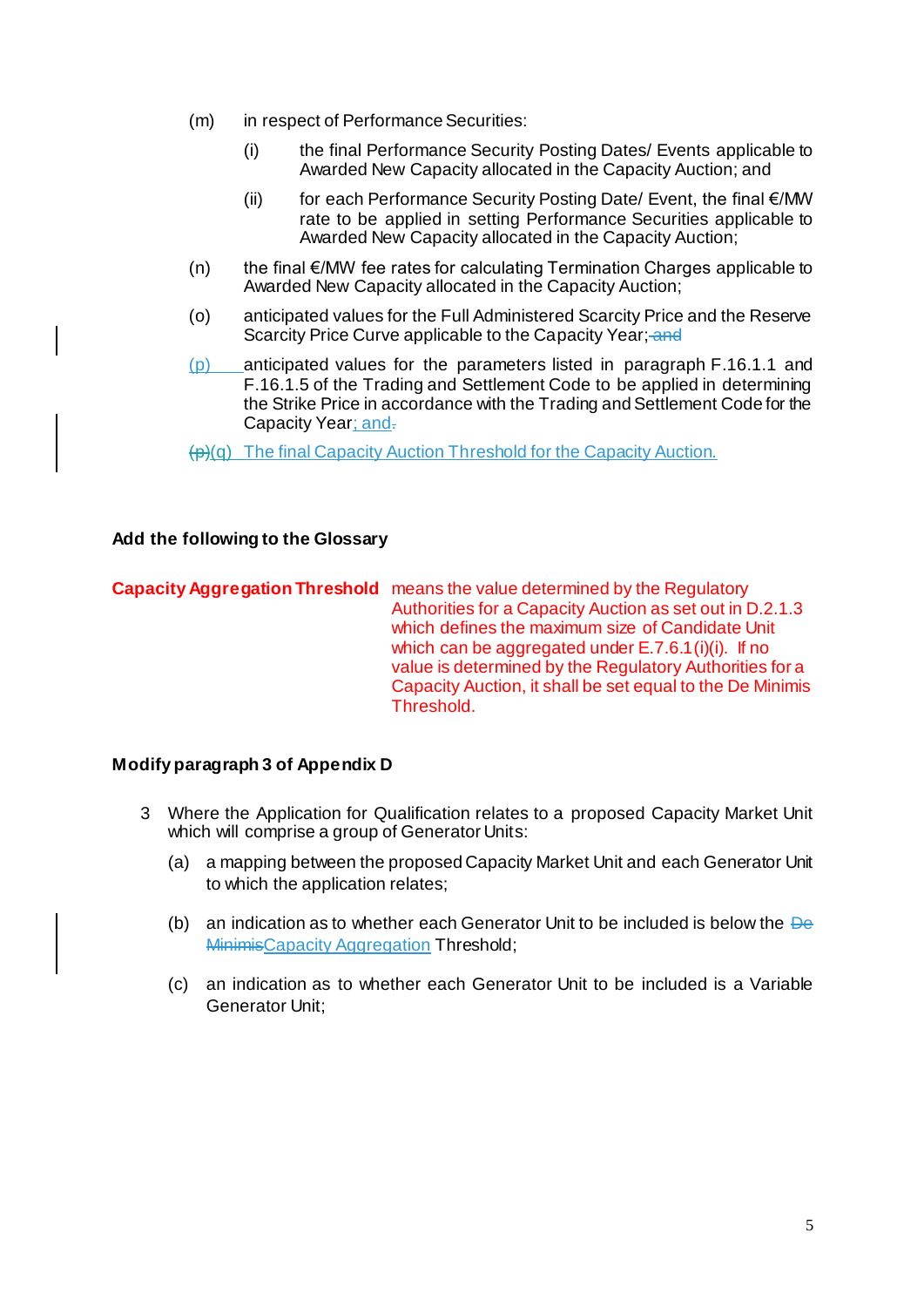(m) in respect of Performance Securities:

  (i) the final Performance Security Posting Dates/ Events applicable to Awarded New Capacity allocated in the Capacity Auction; and

  (ii) for each Performance Security Posting Date/ Event, the final €/MW rate to be applied in setting Performance Securities applicable to Awarded New Capacity allocated in the Capacity Auction;

(n) the final €/MW fee rates for calculating Termination Charges applicable to Awarded New Capacity allocated in the Capacity Auction;

(o) anticipated values for the Full Administered Scarcity Price and the Reserve Scarcity Price Curve applicable to the Capacity Year; ~~and~~

(p) anticipated values for the parameters listed in paragraph F.16.1.1 and F.16.1.5 of the Trading and Settlement Code to be applied in determining the Strike Price in accordance with the Trading and Settlement Code for the Capacity Year; and~~.~~

~~(p)~~(q) The final Capacity Auction Threshold for the Capacity Auction.

**Add the following to the Glossary**

| | |
|---|---|
| **Capacity Aggregation Threshold** | means the value determined by the Regulatory Authorities for a Capacity Auction as set out in D.2.1.3 which defines the maximum size of Candidate Unit which can be aggregated under E.7.6.1(i)(i). If no value is determined by the Regulatory Authorities for a Capacity Auction, it shall be set equal to the De Minimis Threshold. |

**Modify paragraph 3 of Appendix D**

3 Where the Application for Qualification relates to a proposed Capacity Market Unit which will comprise a group of Generator Units:

  (a) a mapping between the proposed Capacity Market Unit and each Generator Unit to which the application relates;

  (b) an indication as to whether each Generator Unit to be included is below the ~~De Minimis~~Capacity Aggregation Threshold;

  (c) an indication as to whether each Generator Unit to be included is a Variable Generator Unit;